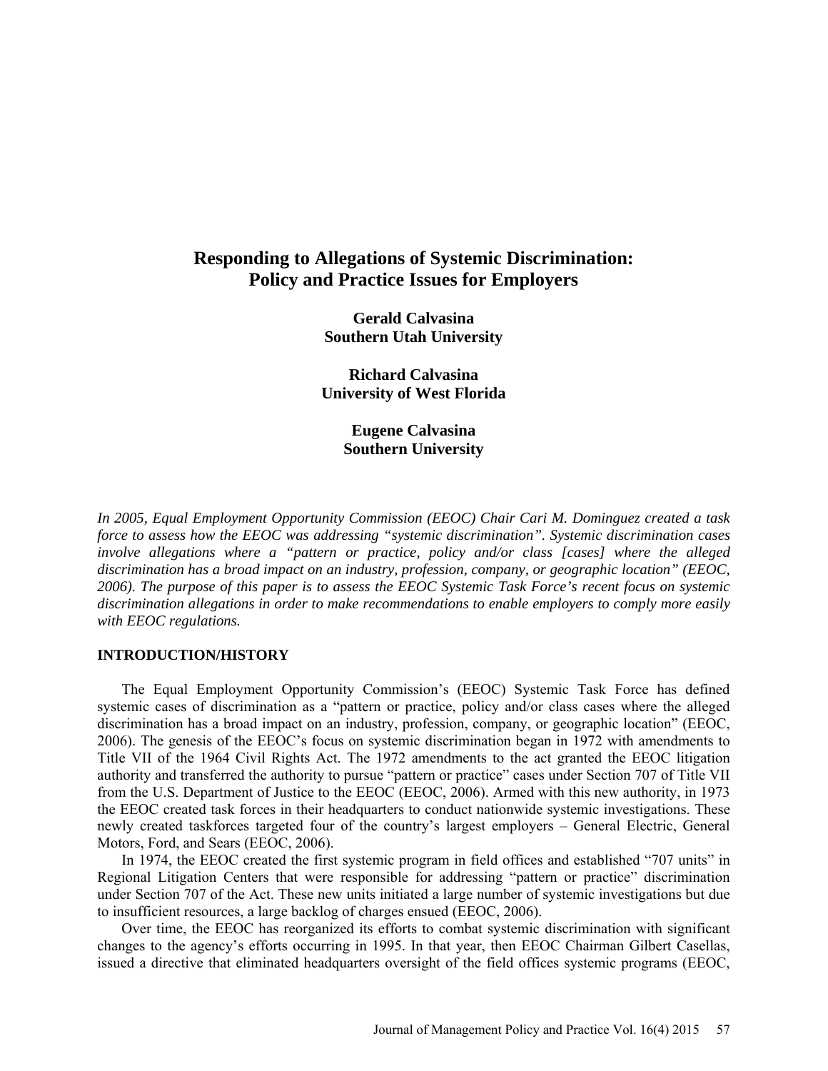# Responding to Allegations of Systemic Discrimination: Policy and Practice Issues for Employers

**Gerald Calvasina**
**Southern Utah University**

**Richard Calvasina**
**University of West Florida**

**Eugene Calvasina**
**Southern University**

*In 2005, Equal Employment Opportunity Commission (EEOC) Chair Cari M. Dominguez created a task force to assess how the EEOC was addressing "systemic discrimination". Systemic discrimination cases involve allegations where a "pattern or practice, policy and/or class [cases] where the alleged discrimination has a broad impact on an industry, profession, company, or geographic location" (EEOC, 2006). The purpose of this paper is to assess the EEOC Systemic Task Force's recent focus on systemic discrimination allegations in order to make recommendations to enable employers to comply more easily with EEOC regulations.*

## INTRODUCTION/HISTORY

The Equal Employment Opportunity Commission's (EEOC) Systemic Task Force has defined systemic cases of discrimination as a "pattern or practice, policy and/or class cases where the alleged discrimination has a broad impact on an industry, profession, company, or geographic location" (EEOC, 2006). The genesis of the EEOC's focus on systemic discrimination began in 1972 with amendments to Title VII of the 1964 Civil Rights Act. The 1972 amendments to the act granted the EEOC litigation authority and transferred the authority to pursue "pattern or practice" cases under Section 707 of Title VII from the U.S. Department of Justice to the EEOC (EEOC, 2006). Armed with this new authority, in 1973 the EEOC created task forces in their headquarters to conduct nationwide systemic investigations. These newly created taskforces targeted four of the country's largest employers – General Electric, General Motors, Ford, and Sears (EEOC, 2006).

In 1974, the EEOC created the first systemic program in field offices and established "707 units" in Regional Litigation Centers that were responsible for addressing "pattern or practice" discrimination under Section 707 of the Act. These new units initiated a large number of systemic investigations but due to insufficient resources, a large backlog of charges ensued (EEOC, 2006).

Over time, the EEOC has reorganized its efforts to combat systemic discrimination with significant changes to the agency's efforts occurring in 1995. In that year, then EEOC Chairman Gilbert Casellas, issued a directive that eliminated headquarters oversight of the field offices systemic programs (EEOC,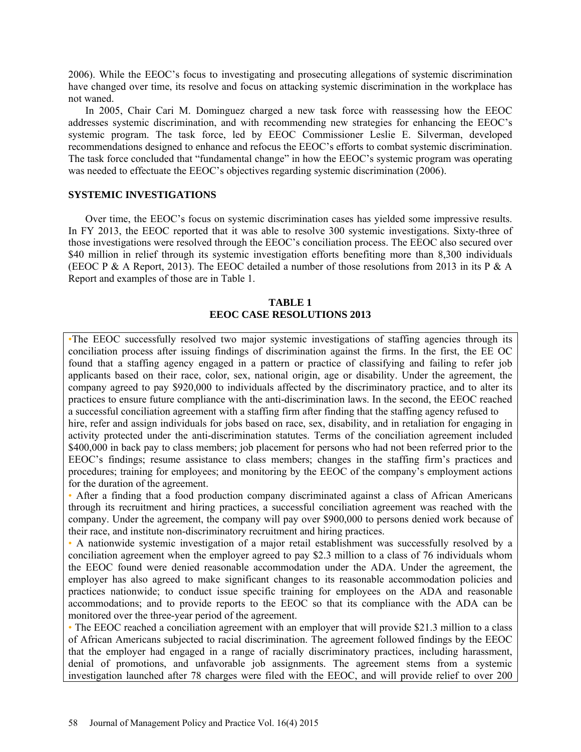2006). While the EEOC's focus to investigating and prosecuting allegations of systemic discrimination have changed over time, its resolve and focus on attacking systemic discrimination in the workplace has not waned.

In 2005, Chair Cari M. Dominguez charged a new task force with reassessing how the EEOC addresses systemic discrimination, and with recommending new strategies for enhancing the EEOC's systemic program. The task force, led by EEOC Commissioner Leslie E. Silverman, developed recommendations designed to enhance and refocus the EEOC's efforts to combat systemic discrimination. The task force concluded that "fundamental change" in how the EEOC's systemic program was operating was needed to effectuate the EEOC's objectives regarding systemic discrimination (2006).

## SYSTEMIC INVESTIGATIONS

Over time, the EEOC's focus on systemic discrimination cases has yielded some impressive results. In FY 2013, the EEOC reported that it was able to resolve 300 systemic investigations. Sixty-three of those investigations were resolved through the EEOC's conciliation process. The EEOC also secured over $40 million in relief through its systemic investigation efforts benefiting more than 8,300 individuals (EEOC P & A Report, 2013). The EEOC detailed a number of those resolutions from 2013 in its P & A Report and examples of those are in Table 1.

**TABLE 1**
**EEOC CASE RESOLUTIONS 2013**

- The EEOC successfully resolved two major systemic investigations of staffing agencies through its conciliation process after issuing findings of discrimination against the firms. In the first, the EE OC found that a staffing agency engaged in a pattern or practice of classifying and failing to refer job applicants based on their race, color, sex, national origin, age or disability. Under the agreement, the company agreed to pay $920,000 to individuals affected by the discriminatory practice, and to alter its practices to ensure future compliance with the anti-discrimination laws. In the second, the EEOC reached a successful conciliation agreement with a staffing firm after finding that the staffing agency refused to hire, refer and assign individuals for jobs based on race, sex, disability, and in retaliation for engaging in activity protected under the anti-discrimination statutes. Terms of the conciliation agreement included $400,000 in back pay to class members; job placement for persons who had not been referred prior to the EEOC's findings; resume assistance to class members; changes in the staffing firm's practices and procedures; training for employees; and monitoring by the EEOC of the company's employment actions for the duration of the agreement.
- After a finding that a food production company discriminated against a class of African Americans through its recruitment and hiring practices, a successful conciliation agreement was reached with the company. Under the agreement, the company will pay over $900,000 to persons denied work because of their race, and institute non-discriminatory recruitment and hiring practices.
- A nationwide systemic investigation of a major retail establishment was successfully resolved by a conciliation agreement when the employer agreed to pay $2.3 million to a class of 76 individuals whom the EEOC found were denied reasonable accommodation under the ADA. Under the agreement, the employer has also agreed to make significant changes to its reasonable accommodation policies and practices nationwide; to conduct issue specific training for employees on the ADA and reasonable accommodations; and to provide reports to the EEOC so that its compliance with the ADA can be monitored over the three-year period of the agreement.
- The EEOC reached a conciliation agreement with an employer that will provide $21.3 million to a class of African Americans subjected to racial discrimination. The agreement followed findings by the EEOC that the employer had engaged in a range of racially discriminatory practices, including harassment, denial of promotions, and unfavorable job assignments. The agreement stems from a systemic investigation launched after 78 charges were filed with the EEOC, and will provide relief to over 200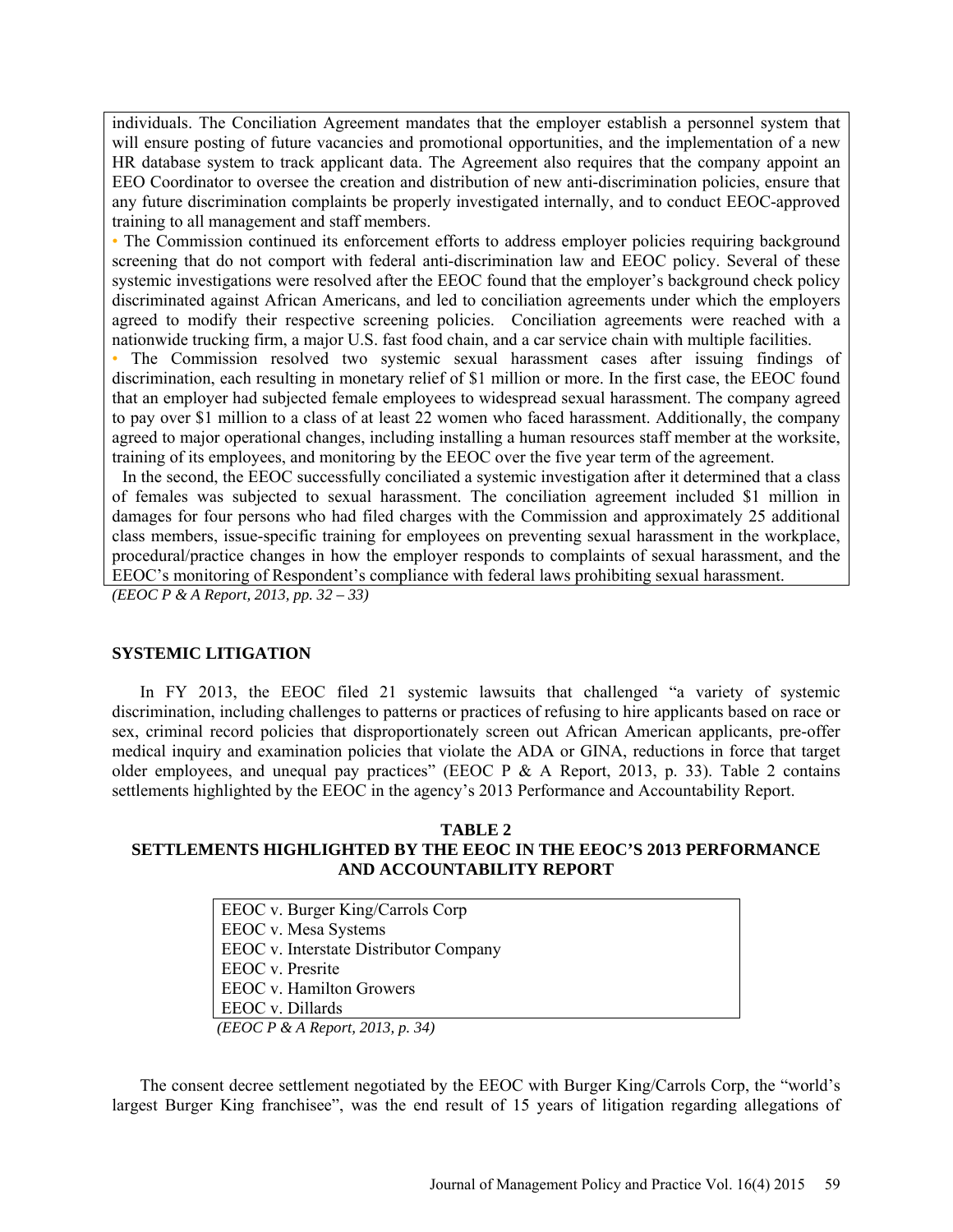individuals. The Conciliation Agreement mandates that the employer establish a personnel system that will ensure posting of future vacancies and promotional opportunities, and the implementation of a new HR database system to track applicant data. The Agreement also requires that the company appoint an EEO Coordinator to oversee the creation and distribution of new anti-discrimination policies, ensure that any future discrimination complaints be properly investigated internally, and to conduct EEOC-approved training to all management and staff members.

- The Commission continued its enforcement efforts to address employer policies requiring background screening that do not comport with federal anti-discrimination law and EEOC policy. Several of these systemic investigations were resolved after the EEOC found that the employer's background check policy discriminated against African Americans, and led to conciliation agreements under which the employers agreed to modify their respective screening policies. Conciliation agreements were reached with a nationwide trucking firm, a major U.S. fast food chain, and a car service chain with multiple facilities.
- The Commission resolved two systemic sexual harassment cases after issuing findings of discrimination, each resulting in monetary relief of $1 million or more. In the first case, the EEOC found that an employer had subjected female employees to widespread sexual harassment. The company agreed to pay over $1 million to a class of at least 22 women who faced harassment. Additionally, the company agreed to major operational changes, including installing a human resources staff member at the worksite, training of its employees, and monitoring by the EEOC over the five year term of the agreement.

In the second, the EEOC successfully conciliated a systemic investigation after it determined that a class of females was subjected to sexual harassment. The conciliation agreement included $1 million in damages for four persons who had filed charges with the Commission and approximately 25 additional class members, issue-specific training for employees on preventing sexual harassment in the workplace, procedural/practice changes in how the employer responds to complaints of sexual harassment, and the EEOC's monitoring of Respondent's compliance with federal laws prohibiting sexual harassment.

*(EEOC P & A Report, 2013, pp. 32 – 33)*

## SYSTEMIC LITIGATION

In FY 2013, the EEOC filed 21 systemic lawsuits that challenged "a variety of systemic discrimination, including challenges to patterns or practices of refusing to hire applicants based on race or sex, criminal record policies that disproportionately screen out African American applicants, pre-offer medical inquiry and examination policies that violate the ADA or GINA, reductions in force that target older employees, and unequal pay practices" (EEOC P & A Report, 2013, p. 33). Table 2 contains settlements highlighted by the EEOC in the agency's 2013 Performance and Accountability Report.

**TABLE 2**
**SETTLEMENTS HIGHLIGHTED BY THE EEOC IN THE EEOC'S 2013 PERFORMANCE AND ACCOUNTABILITY REPORT**

| |
|---|
| EEOC v. Burger King/Carrols Corp |
| EEOC v. Mesa Systems |
| EEOC v. Interstate Distributor Company |
| EEOC v. Presrite |
| EEOC v. Hamilton Growers |
| EEOC v. Dillards |

*(EEOC P & A Report, 2013, p. 34)*

The consent decree settlement negotiated by the EEOC with Burger King/Carrols Corp, the "world's largest Burger King franchisee", was the end result of 15 years of litigation regarding allegations of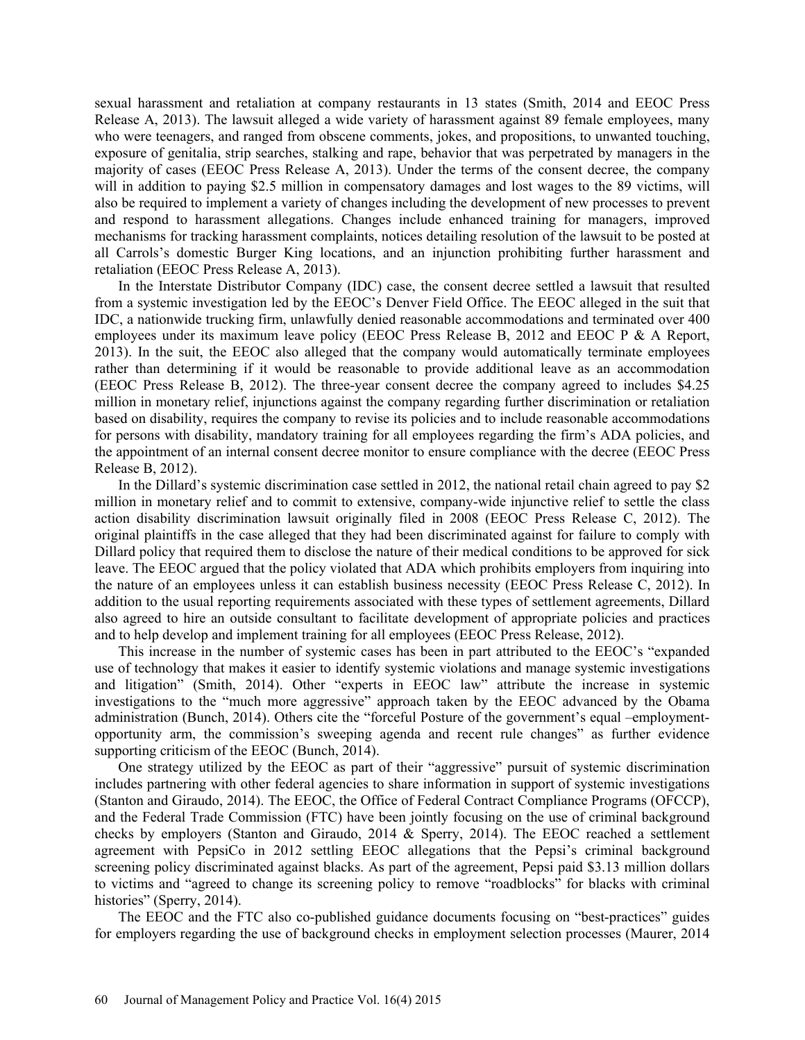sexual harassment and retaliation at company restaurants in 13 states (Smith, 2014 and EEOC Press Release A, 2013). The lawsuit alleged a wide variety of harassment against 89 female employees, many who were teenagers, and ranged from obscene comments, jokes, and propositions, to unwanted touching, exposure of genitalia, strip searches, stalking and rape, behavior that was perpetrated by managers in the majority of cases (EEOC Press Release A, 2013). Under the terms of the consent decree, the company will in addition to paying $2.5 million in compensatory damages and lost wages to the 89 victims, will also be required to implement a variety of changes including the development of new processes to prevent and respond to harassment allegations. Changes include enhanced training for managers, improved mechanisms for tracking harassment complaints, notices detailing resolution of the lawsuit to be posted at all Carrols's domestic Burger King locations, and an injunction prohibiting further harassment and retaliation (EEOC Press Release A, 2013).

In the Interstate Distributor Company (IDC) case, the consent decree settled a lawsuit that resulted from a systemic investigation led by the EEOC's Denver Field Office. The EEOC alleged in the suit that IDC, a nationwide trucking firm, unlawfully denied reasonable accommodations and terminated over 400 employees under its maximum leave policy (EEOC Press Release B, 2012 and EEOC P & A Report, 2013). In the suit, the EEOC also alleged that the company would automatically terminate employees rather than determining if it would be reasonable to provide additional leave as an accommodation (EEOC Press Release B, 2012). The three-year consent decree the company agreed to includes $4.25 million in monetary relief, injunctions against the company regarding further discrimination or retaliation based on disability, requires the company to revise its policies and to include reasonable accommodations for persons with disability, mandatory training for all employees regarding the firm's ADA policies, and the appointment of an internal consent decree monitor to ensure compliance with the decree (EEOC Press Release B, 2012).

In the Dillard's systemic discrimination case settled in 2012, the national retail chain agreed to pay $2 million in monetary relief and to commit to extensive, company-wide injunctive relief to settle the class action disability discrimination lawsuit originally filed in 2008 (EEOC Press Release C, 2012). The original plaintiffs in the case alleged that they had been discriminated against for failure to comply with Dillard policy that required them to disclose the nature of their medical conditions to be approved for sick leave. The EEOC argued that the policy violated that ADA which prohibits employers from inquiring into the nature of an employees unless it can establish business necessity (EEOC Press Release C, 2012). In addition to the usual reporting requirements associated with these types of settlement agreements, Dillard also agreed to hire an outside consultant to facilitate development of appropriate policies and practices and to help develop and implement training for all employees (EEOC Press Release, 2012).

This increase in the number of systemic cases has been in part attributed to the EEOC's "expanded use of technology that makes it easier to identify systemic violations and manage systemic investigations and litigation" (Smith, 2014). Other "experts in EEOC law" attribute the increase in systemic investigations to the "much more aggressive" approach taken by the EEOC advanced by the Obama administration (Bunch, 2014). Others cite the "forceful Posture of the government's equal –employment-opportunity arm, the commission's sweeping agenda and recent rule changes" as further evidence supporting criticism of the EEOC (Bunch, 2014).

One strategy utilized by the EEOC as part of their "aggressive" pursuit of systemic discrimination includes partnering with other federal agencies to share information in support of systemic investigations (Stanton and Giraudo, 2014). The EEOC, the Office of Federal Contract Compliance Programs (OFCCP), and the Federal Trade Commission (FTC) have been jointly focusing on the use of criminal background checks by employers (Stanton and Giraudo, 2014 & Sperry, 2014). The EEOC reached a settlement agreement with PepsiCo in 2012 settling EEOC allegations that the Pepsi's criminal background screening policy discriminated against blacks. As part of the agreement, Pepsi paid $3.13 million dollars to victims and "agreed to change its screening policy to remove "roadblocks" for blacks with criminal histories" (Sperry, 2014).

The EEOC and the FTC also co-published guidance documents focusing on "best-practices" guides for employers regarding the use of background checks in employment selection processes (Maurer, 2014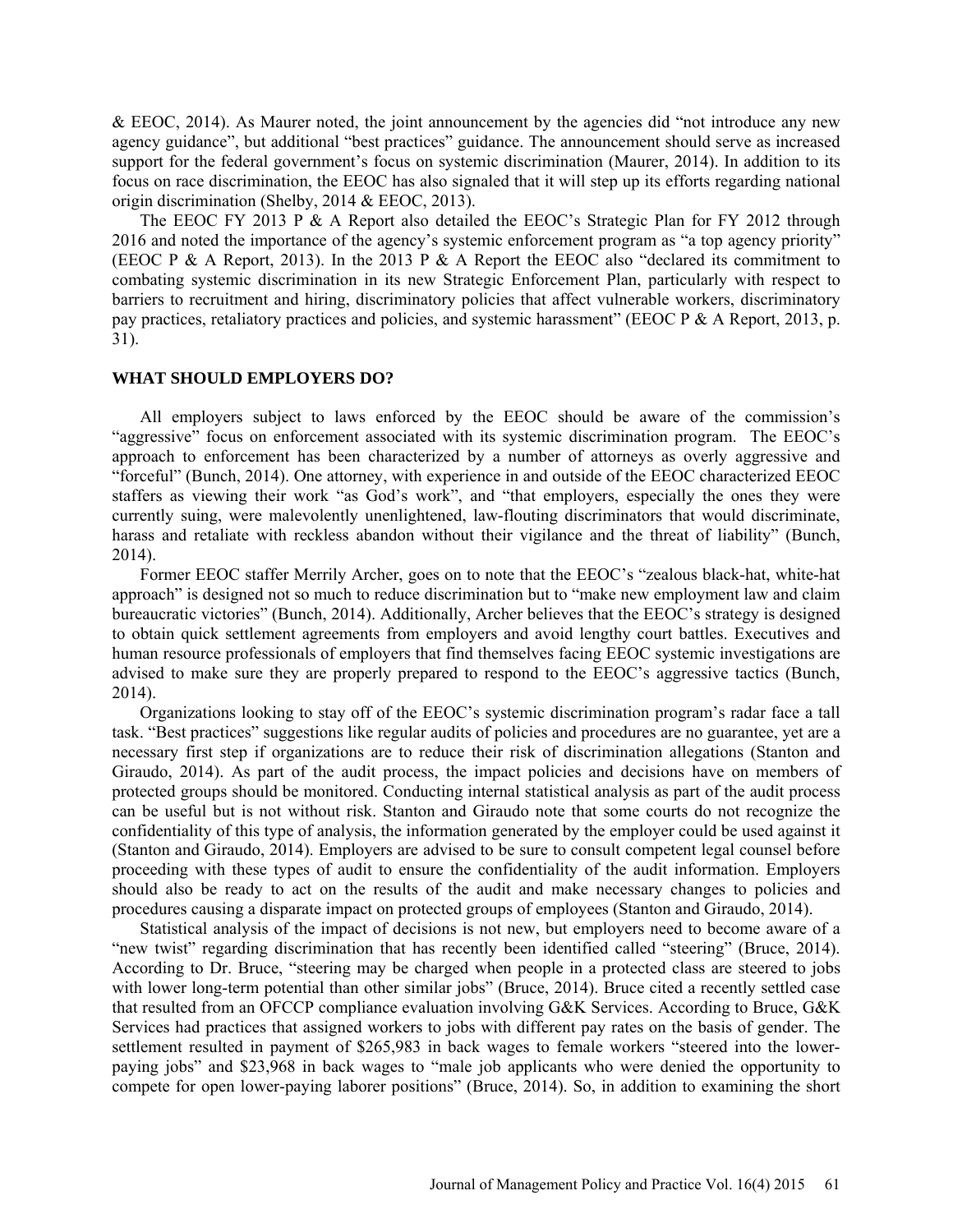& EEOC, 2014). As Maurer noted, the joint announcement by the agencies did "not introduce any new agency guidance", but additional "best practices" guidance. The announcement should serve as increased support for the federal government's focus on systemic discrimination (Maurer, 2014). In addition to its focus on race discrimination, the EEOC has also signaled that it will step up its efforts regarding national origin discrimination (Shelby, 2014 & EEOC, 2013).

The EEOC FY 2013 P & A Report also detailed the EEOC's Strategic Plan for FY 2012 through 2016 and noted the importance of the agency's systemic enforcement program as "a top agency priority" (EEOC P & A Report, 2013). In the 2013 P & A Report the EEOC also "declared its commitment to combating systemic discrimination in its new Strategic Enforcement Plan, particularly with respect to barriers to recruitment and hiring, discriminatory policies that affect vulnerable workers, discriminatory pay practices, retaliatory practices and policies, and systemic harassment" (EEOC P & A Report, 2013, p. 31).

## WHAT SHOULD EMPLOYERS DO?

All employers subject to laws enforced by the EEOC should be aware of the commission's "aggressive" focus on enforcement associated with its systemic discrimination program. The EEOC's approach to enforcement has been characterized by a number of attorneys as overly aggressive and "forceful" (Bunch, 2014). One attorney, with experience in and outside of the EEOC characterized EEOC staffers as viewing their work "as God's work", and "that employers, especially the ones they were currently suing, were malevolently unenlightened, law-flouting discriminators that would discriminate, harass and retaliate with reckless abandon without their vigilance and the threat of liability" (Bunch, 2014).

Former EEOC staffer Merrily Archer, goes on to note that the EEOC's "zealous black-hat, white-hat approach" is designed not so much to reduce discrimination but to "make new employment law and claim bureaucratic victories" (Bunch, 2014). Additionally, Archer believes that the EEOC's strategy is designed to obtain quick settlement agreements from employers and avoid lengthy court battles. Executives and human resource professionals of employers that find themselves facing EEOC systemic investigations are advised to make sure they are properly prepared to respond to the EEOC's aggressive tactics (Bunch, 2014).

Organizations looking to stay off of the EEOC's systemic discrimination program's radar face a tall task. "Best practices" suggestions like regular audits of policies and procedures are no guarantee, yet are a necessary first step if organizations are to reduce their risk of discrimination allegations (Stanton and Giraudo, 2014). As part of the audit process, the impact policies and decisions have on members of protected groups should be monitored. Conducting internal statistical analysis as part of the audit process can be useful but is not without risk. Stanton and Giraudo note that some courts do not recognize the confidentiality of this type of analysis, the information generated by the employer could be used against it (Stanton and Giraudo, 2014). Employers are advised to be sure to consult competent legal counsel before proceeding with these types of audit to ensure the confidentiality of the audit information. Employers should also be ready to act on the results of the audit and make necessary changes to policies and procedures causing a disparate impact on protected groups of employees (Stanton and Giraudo, 2014).

Statistical analysis of the impact of decisions is not new, but employers need to become aware of a "new twist" regarding discrimination that has recently been identified called "steering" (Bruce, 2014). According to Dr. Bruce, "steering may be charged when people in a protected class are steered to jobs with lower long-term potential than other similar jobs" (Bruce, 2014). Bruce cited a recently settled case that resulted from an OFCCP compliance evaluation involving G&K Services. According to Bruce, G&K Services had practices that assigned workers to jobs with different pay rates on the basis of gender. The settlement resulted in payment of $265,983 in back wages to female workers "steered into the lower-paying jobs" and $23,968 in back wages to "male job applicants who were denied the opportunity to compete for open lower-paying laborer positions" (Bruce, 2014). So, in addition to examining the short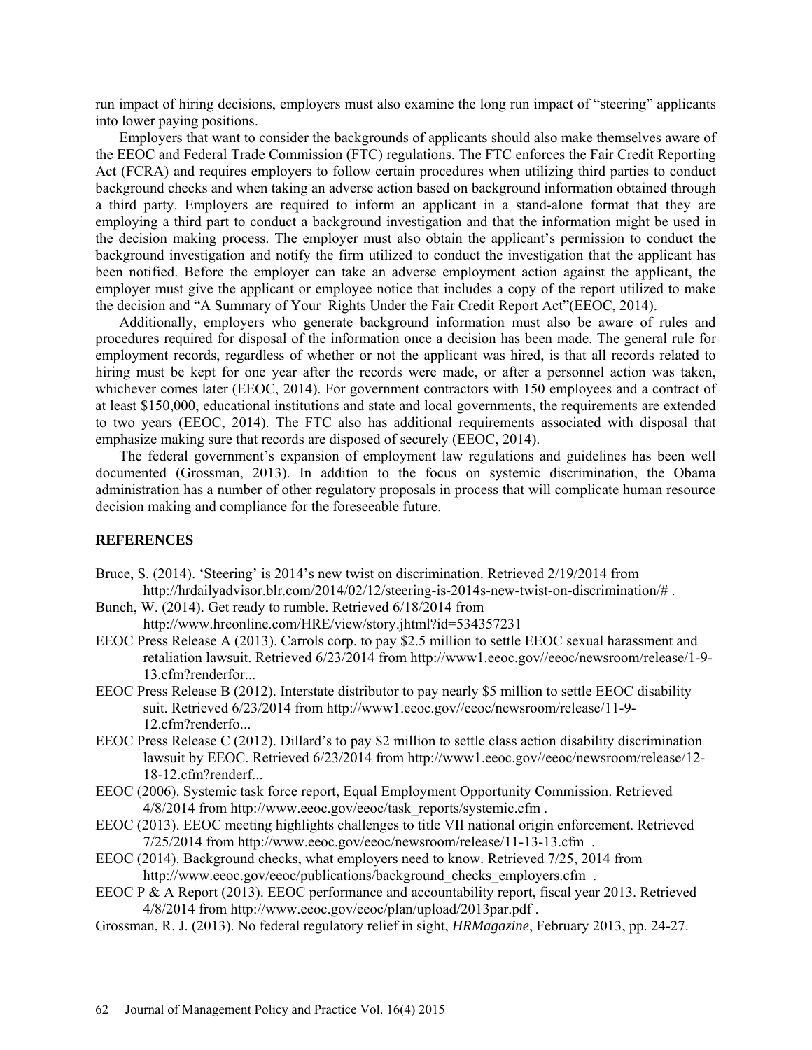run impact of hiring decisions, employers must also examine the long run impact of "steering" applicants into lower paying positions.

Employers that want to consider the backgrounds of applicants should also make themselves aware of the EEOC and Federal Trade Commission (FTC) regulations. The FTC enforces the Fair Credit Reporting Act (FCRA) and requires employers to follow certain procedures when utilizing third parties to conduct background checks and when taking an adverse action based on background information obtained through a third party. Employers are required to inform an applicant in a stand-alone format that they are employing a third part to conduct a background investigation and that the information might be used in the decision making process. The employer must also obtain the applicant's permission to conduct the background investigation and notify the firm utilized to conduct the investigation that the applicant has been notified. Before the employer can take an adverse employment action against the applicant, the employer must give the applicant or employee notice that includes a copy of the report utilized to make the decision and "A Summary of Your Rights Under the Fair Credit Report Act"(EEOC, 2014).

Additionally, employers who generate background information must also be aware of rules and procedures required for disposal of the information once a decision has been made. The general rule for employment records, regardless of whether or not the applicant was hired, is that all records related to hiring must be kept for one year after the records were made, or after a personnel action was taken, whichever comes later (EEOC, 2014). For government contractors with 150 employees and a contract of at least $150,000, educational institutions and state and local governments, the requirements are extended to two years (EEOC, 2014). The FTC also has additional requirements associated with disposal that emphasize making sure that records are disposed of securely (EEOC, 2014).

The federal government's expansion of employment law regulations and guidelines has been well documented (Grossman, 2013). In addition to the focus on systemic discrimination, the Obama administration has a number of other regulatory proposals in process that will complicate human resource decision making and compliance for the foreseeable future.

## REFERENCES

Bruce, S. (2014). 'Steering' is 2014's new twist on discrimination. Retrieved 2/19/2014 from http://hrdailyadvisor.blr.com/2014/02/12/steering-is-2014s-new-twist-on-discrimination/# .

Bunch, W. (2014). Get ready to rumble. Retrieved 6/18/2014 from http://www.hreonline.com/HRE/view/story.jhtml?id=534357231

EEOC Press Release A (2013). Carrols corp. to pay $2.5 million to settle EEOC sexual harassment and retaliation lawsuit. Retrieved 6/23/2014 from http://www1.eeoc.gov//eeoc/newsroom/release/1-9-13.cfm?renderfor...

EEOC Press Release B (2012). Interstate distributor to pay nearly $5 million to settle EEOC disability suit. Retrieved 6/23/2014 from http://www1.eeoc.gov//eeoc/newsroom/release/11-9-12.cfm?renderfo...

EEOC Press Release C (2012). Dillard's to pay $2 million to settle class action disability discrimination lawsuit by EEOC. Retrieved 6/23/2014 from http://www1.eeoc.gov//eeoc/newsroom/release/12-18-12.cfm?renderf...

EEOC (2006). Systemic task force report, Equal Employment Opportunity Commission. Retrieved 4/8/2014 from http://www.eeoc.gov/eeoc/task_reports/systemic.cfm .

EEOC (2013). EEOC meeting highlights challenges to title VII national origin enforcement. Retrieved 7/25/2014 from http://www.eeoc.gov/eeoc/newsroom/release/11-13-13.cfm .

EEOC (2014). Background checks, what employers need to know. Retrieved 7/25, 2014 from http://www.eeoc.gov/eeoc/publications/background_checks_employers.cfm .

EEOC P & A Report (2013). EEOC performance and accountability report, fiscal year 2013. Retrieved 4/8/2014 from http://www.eeoc.gov/eeoc/plan/upload/2013par.pdf .

Grossman, R. J. (2013). No federal regulatory relief in sight, *HRMagazine*, February 2013, pp. 24-27.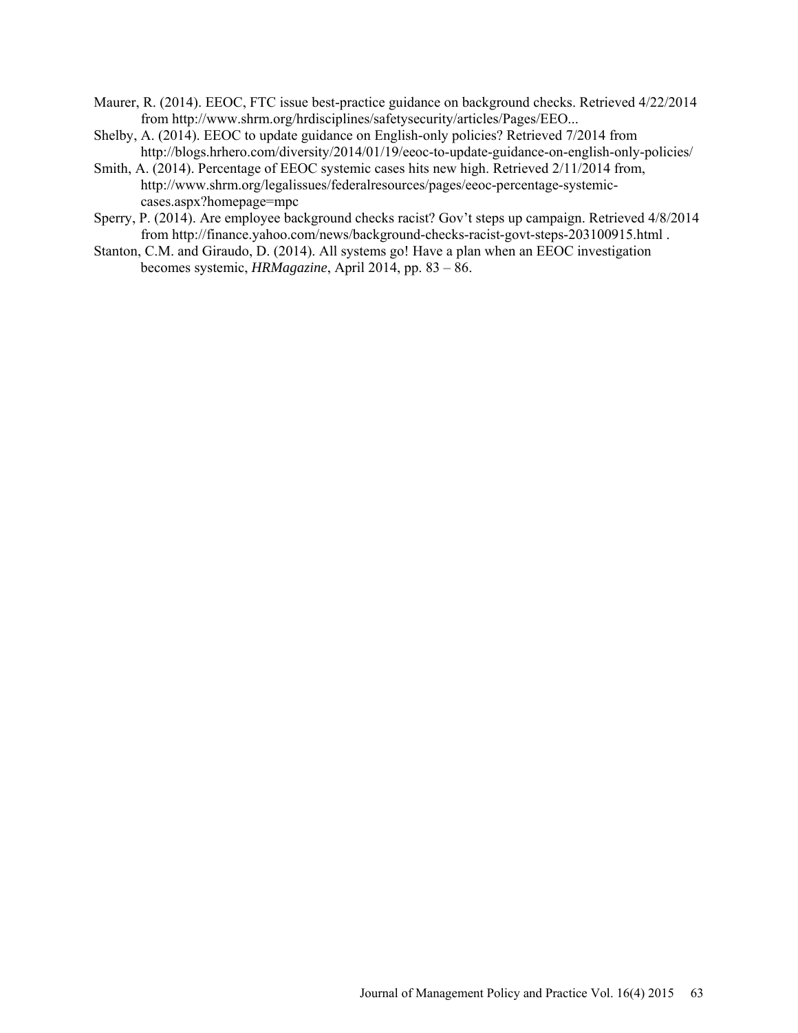Maurer, R. (2014). EEOC, FTC issue best-practice guidance on background checks. Retrieved 4/22/2014 from http://www.shrm.org/hrdisciplines/safetysecurity/articles/Pages/EEO...

Shelby, A. (2014). EEOC to update guidance on English-only policies? Retrieved 7/2014 from http://blogs.hrhero.com/diversity/2014/01/19/eeoc-to-update-guidance-on-english-only-policies/

Smith, A. (2014). Percentage of EEOC systemic cases hits new high. Retrieved 2/11/2014 from, http://www.shrm.org/legalissues/federalresources/pages/eeoc-percentage-systemic-cases.aspx?homepage=mpc

Sperry, P. (2014). Are employee background checks racist? Gov't steps up campaign. Retrieved 4/8/2014 from http://finance.yahoo.com/news/background-checks-racist-govt-steps-203100915.html .

Stanton, C.M. and Giraudo, D. (2014). All systems go! Have a plan when an EEOC investigation becomes systemic, *HRMagazine*, April 2014, pp. 83 – 86.